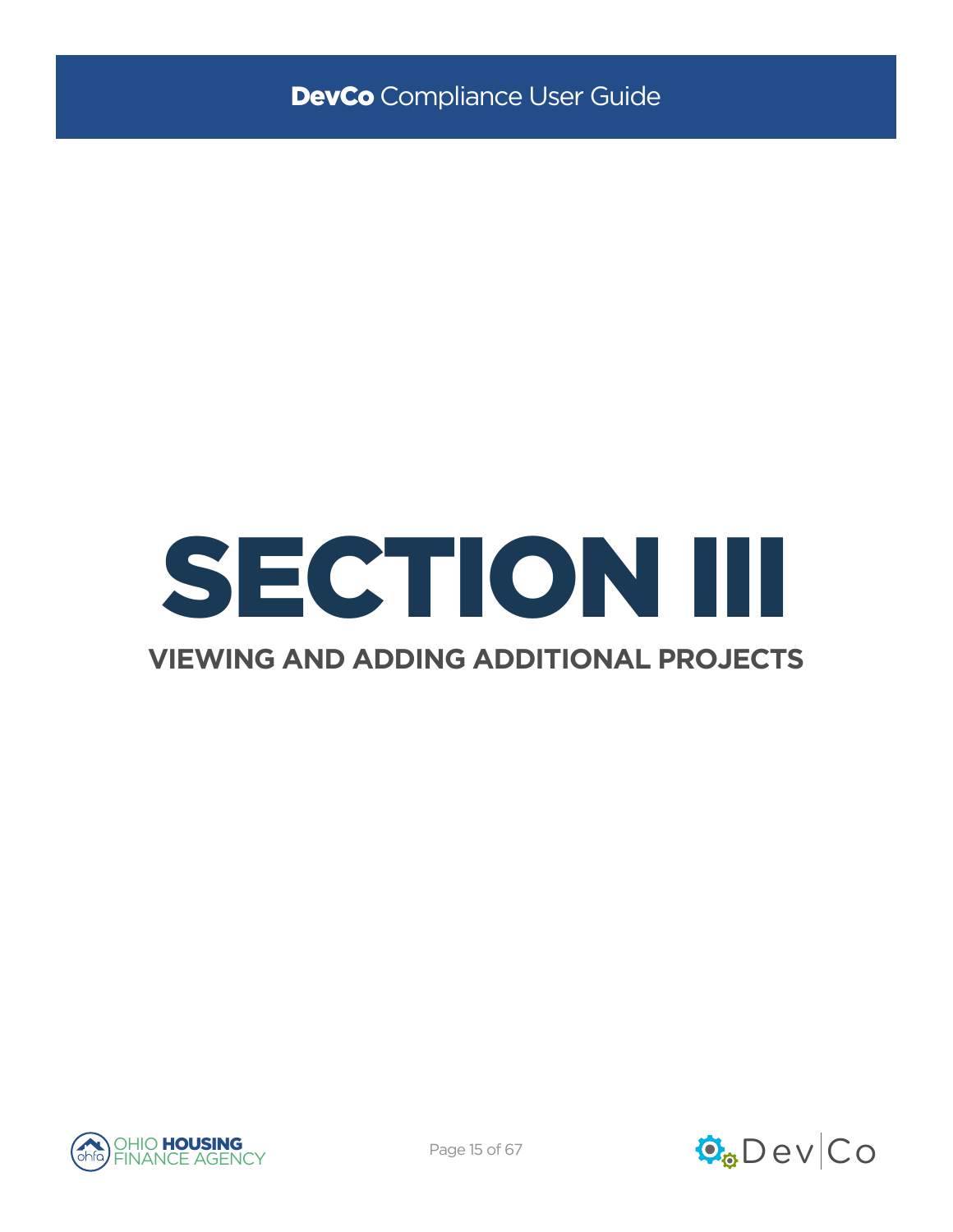# SECTION III

## VIEWING AND ADDING ADDITIONAL PROJECTS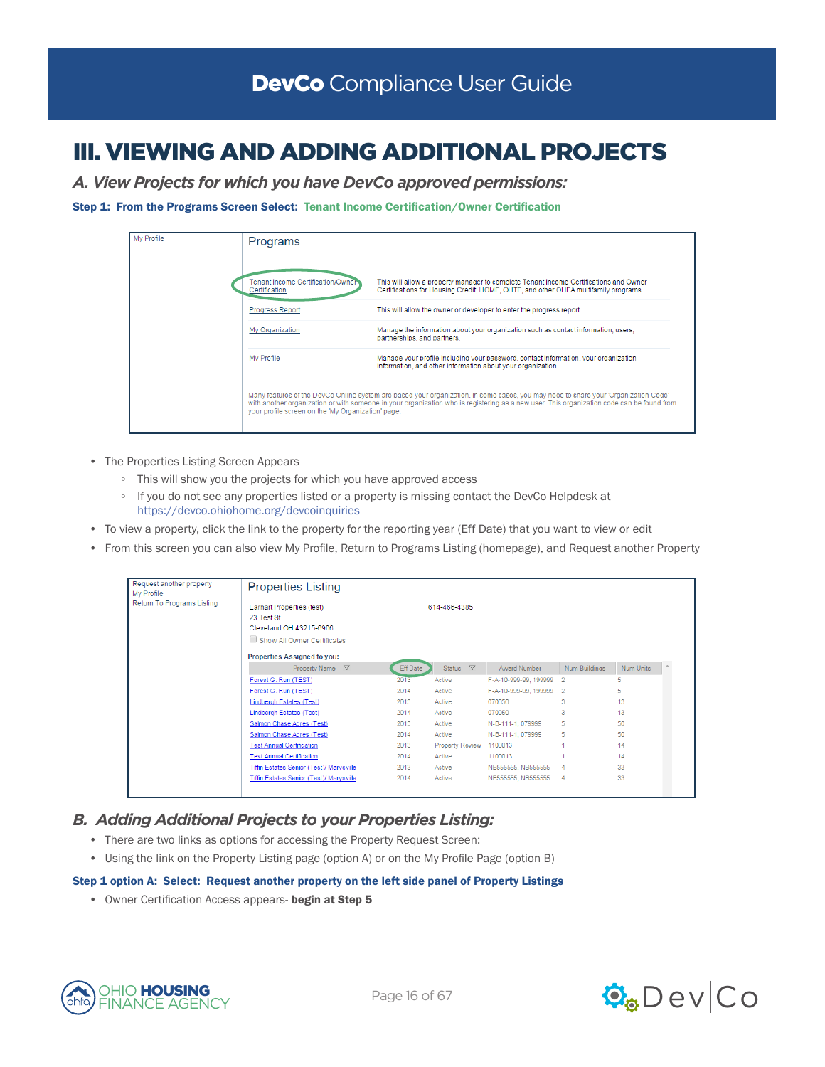# III. VIEWING AND ADDING ADDITIONAL PROJECTS

## *A. View Projects for which you have DevCo approved permissions:*

**Step 1: From the Programs Screen Select: Tenant Income Certification/Owner Certification**

| My Profile | Programs | |
|---|---|---|
| | Tenant Income Certification/Owner Certification | This will allow a property manager to complete Tenant Income Certifications and Owner Certifications for Housing Credit, HOME, OHTF, and other OHFA multifamily programs. |
| | Progress Report | This will allow the owner or developer to enter the progress report. |
| | My Organization | Manage the information about your organization such as contact information, users, partnerships, and partners. |
| | My Profile | Manage your profile including your password, contact information, your organization information, and other information about your organization. |

Many features of the DevCo Online system are based your organization. In some cases, you may need to share your 'Organization Code' with another organization or with someone in your organization who is registering as a new user. This organization code can be found from your profile screen on the 'My Organization' page.

- The Properties Listing Screen Appears
  - This will show you the projects for which you have approved access
  - If you do not see any properties listed or a property is missing contact the DevCo Helpdesk at https://devco.ohiohome.org/devcoinquiries
- To view a property, click the link to the property for the reporting year (Eff Date) that you want to view or edit
- From this screen you can also view My Profile, Return to Programs Listing (homepage), and Request another Property

Request another property
My Profile
Return To Programs Listing

**Properties Listing**

Earhart Properties (test) 614-466-4385
23 Test St
Cleveland OH 43215-6906

Show All Owner Certificates

Properties Assigned to you:

| Property Name | Eff Date | Status | Award Number | Num Buildings | Num Units |
|---|---|---|---|---|---|
| Forest G. Run (TEST) | 2013 | Active | F-A-10-999-99, 199999 | 2 | 5 |
| Forest G. Run (TEST) | 2014 | Active | F-A-10-999-99, 199999 | 2 | 5 |
| Lindberch Estates (Test) | 2013 | Active | 070050 | 3 | 13 |
| Lindberch Estates (Test) | 2014 | Active | 070050 | 3 | 13 |
| Salmon Chase Acres (Test) | 2013 | Active | N-B-111-1, 079999 | 5 | 50 |
| Salmon Chase Acres (Test) | 2014 | Active | N-B-111-1, 079999 | 5 | 50 |
| Test Annual Certification | 2013 | Property Review | 1100013 | 1 | 14 |
| Test Annual Certification | 2014 | Active | 1100013 | 1 | 14 |
| Tiffin Estates Senior (Test)/ Marysville | 2013 | Active | NB555555, NB555555 | 4 | 33 |
| Tiffin Estates Senior (Test)/ Marysville | 2014 | Active | NB555555, NB555555 | 4 | 33 |

## *B. Adding Additional Projects to your Properties Listing:*

- There are two links as options for accessing the Property Request Screen:
- Using the link on the Property Listing page (option A) or on the My Profile Page (option B)

**Step 1 option A: Select: Request another property on the left side panel of Property Listings**

- Owner Certification Access appears- **begin at Step 5**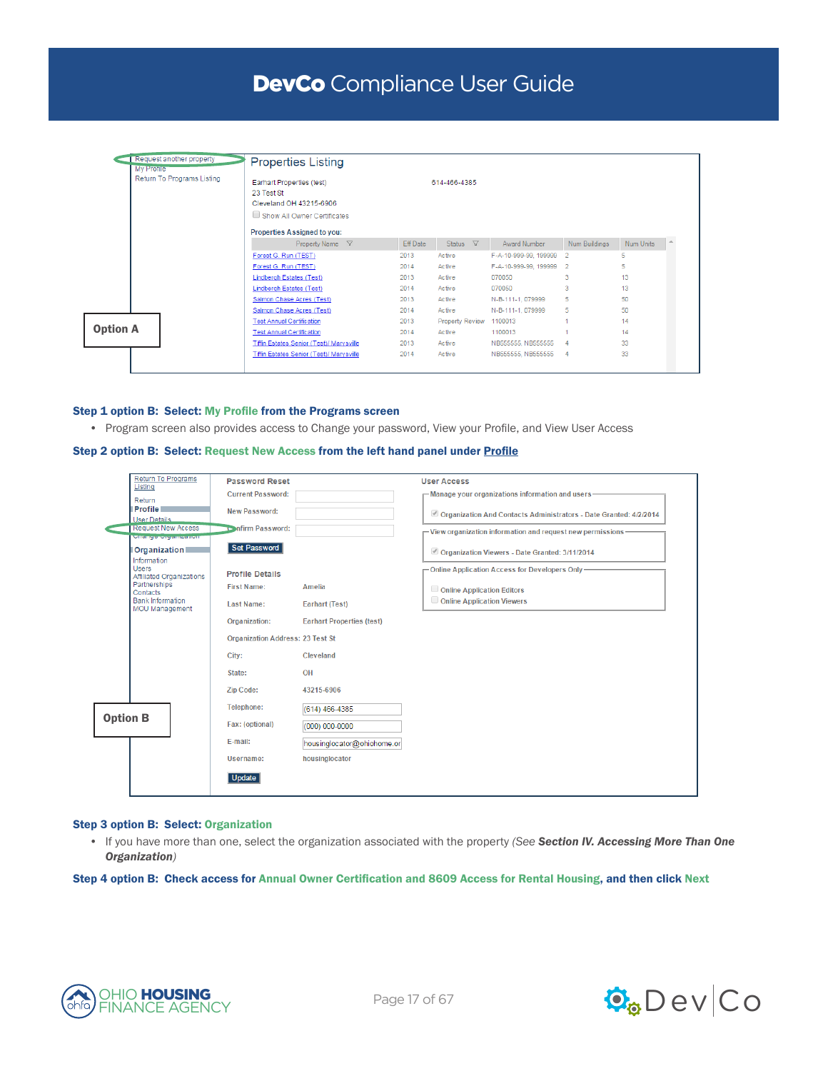Request another property
My Profile
Return To Programs Listing

**Option A**

Properties Listing

Earhart Properties (test) 614-466-4385
23 Test St
Cleveland OH 43215-6906

Show All Owner Certificates

Properties Assigned to you:

| Property Name | Eff Date | Status | Award Number | Num Buildings | Num Units |
|---|---|---|---|---|---|
| Forest G. Run (TEST) | 2013 | Active | F-A-10-999-99, 199999 | 2 | 5 |
| Forest G. Run (TEST) | 2014 | Active | F-A-10-999-99, 199999 | 2 | 5 |
| Lindberch Estates (Test) | 2013 | Active | 070050 | 3 | 13 |
| Lindberch Estates (Test) | 2014 | Active | 070050 | 3 | 13 |
| Salmon Chase Acres (Test) | 2013 | Active | N-B-111-1, 079999 | 5 | 50 |
| Salmon Chase Acres (Test) | 2014 | Active | N-B-111-1, 079999 | 5 | 50 |
| Test Annual Certification | 2013 | Property Review | 1100013 | 1 | 14 |
| Test Annual Certification | 2014 | Active | 1100013 | 1 | 14 |
| Tiffin Estates Senior (Test)/ Marysville | 2013 | Active | NB555555, NB555555 | 4 | 33 |
| Tiffin Estates Senior (Test)/ Marysville | 2014 | Active | NB555555, NB555555 | 4 | 33 |

**Step 1 option B: Select: My Profile from the Programs screen**

- Program screen also provides access to Change your password, View your Profile, and View User Access

**Step 2 option B: Select: Request New Access from the left hand panel under Profile**

Return To Programs Listing
Return
**Profile**
User Details
Request New Access
Change Organization
**Organization**
Information
Users
Affiliated Organizations
Partnerships
Contacts
Bank Information
MOU Management

**Option B**

Password Reset
Current Password:
New Password:
Confirm Password:
Set Password

Profile Details
First Name: Amelia
Last Name: Earhart (Test)
Organization: Earhart Properties (test)
Organization Address: 23 Test St
City: Cleveland
State: OH
Zip Code: 43215-6906
Telephone: (614) 466-4385
Fax: (optional) (000) 000-0000
E-mail: housinglocator@ohiohome.or
Username: housinglocator
Update

User Access
Manage your organizations information and users
Organization And Contacts Administrators - Date Granted: 4/2/2014
View organization information and request new permissions
Organization Viewers - Date Granted: 3/11/2014
Online Application Access for Developers Only
Online Application Editors
Online Application Viewers

**Step 3 option B: Select: Organization**

- If you have more than one, select the organization associated with the property *(See **Section IV. Accessing More Than One Organization**)*

**Step 4 option B: Check access for Annual Owner Certification and 8609 Access for Rental Housing, and then click Next**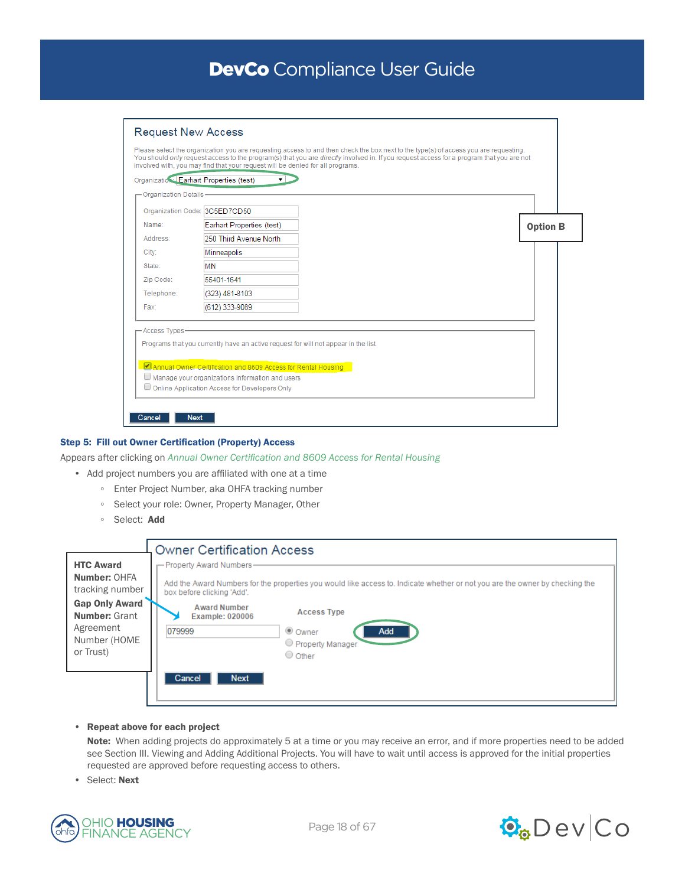## Request New Access

Please select the organization you are requesting access to and then check the box next to the type(s) of access you are requesting. You should *only* request access to the program(s) that you are *directly* involved in. If you request access for a program that you are not involved with, you may find that your request will be denied for all programs.

Organization: Earhart Properties (test)

Organization Details

| | |
|---|---|
| Organization Code: | 3C5ED7CD50 |
| Name: | Earhart Properties (test) |
| Address: | 250 Third Avenue North |
| City: | Minneapolis |
| State: | MN |
| Zip Code: | 55401-1641 |
| Telephone: | (323) 481-8103 |
| Fax: | (612) 333-9089 |

**Option B**

Access Types

Programs that you currently have an active request for will not appear in the list.

- [x] Annual Owner Certification and 8609 Access for Rental Housing
- [ ] Manage your organizations information and users
- [ ] Online Application Access for Developers Only

Cancel | Next

**Step 5: Fill out Owner Certification (Property) Access**

Appears after clicking on *Annual Owner Certification and 8609 Access for Rental Housing*

- Add project numbers you are affiliated with one at a time
  - Enter Project Number, aka OHFA tracking number
  - Select your role: Owner, Property Manager, Other
  - Select: **Add**

## Owner Certification Access

Property Award Numbers

Add the Award Numbers for the properties you would like access to. Indicate whether or not you are the owner by checking the box before clicking 'Add'.

**Award Number Example: 020006** — 079999

**Access Type**
- (•) Owner
- ( ) Property Manager
- ( ) Other

Add

Cancel | Next

**HTC Award Number:** OHFA tracking number
**Gap Only Award Number:** Grant Agreement Number (HOME or Trust)

- **Repeat above for each project**

  **Note:** When adding projects do approximately 5 at a time or you may receive an error, and if more properties need to be added see Section III. Viewing and Adding Additional Projects. You will have to wait until access is approved for the initial properties requested are approved before requesting access to others.
- Select: **Next**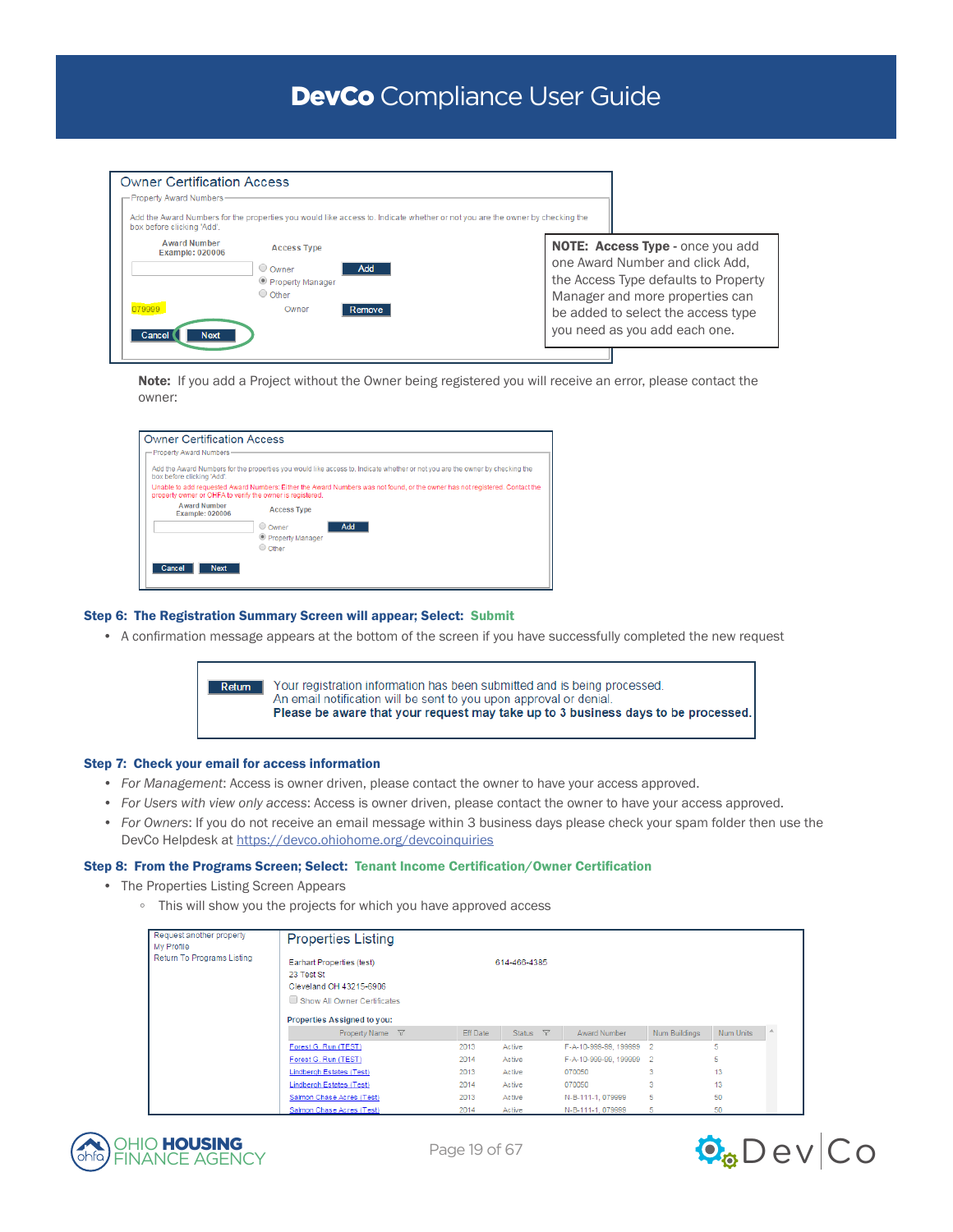Owner Certification Access

Property Award Numbers

Add the Award Numbers for the properties you would like access to. Indicate whether or not you are the owner by checking the box before clicking 'Add'.

Award Number
Example: 020006

Access Type

Owner
Property Manager
Other

Add

079999 Owner Remove

Cancel Next

**NOTE: Access Type -** once you add one Award Number and click Add, the Access Type defaults to Property Manager and more properties can be added to select the access type you need as you add each one.

**Note:** If you add a Project without the Owner being registered you will receive an error, please contact the owner:

Owner Certification Access

Property Award Numbers

Add the Award Numbers for the properties you would like access to. Indicate whether or not you are the owner by checking the box before clicking 'Add'.

Unable to add requested Award Numbers: Either the Award Numbers was not found, or the owner has not registered. Contact the property owner or OHFA to verify the owner is registered.

Award Number
Example: 020006

Access Type

Owner
Property Manager
Other

Add

Cancel Next

**Step 6: The Registration Summary Screen will appear; Select: Submit**

- A confirmation message appears at the bottom of the screen if you have successfully completed the new request

Return

Your registration information has been submitted and is being processed.
An email notification will be sent to you upon approval or denial.
**Please be aware that your request may take up to 3 business days to be processed.**

**Step 7: Check your email for access information**

- *For Management*: Access is owner driven, please contact the owner to have your access approved.
- *For Users with view only access*: Access is owner driven, please contact the owner to have your access approved.
- *For Owners*: If you do not receive an email message within 3 business days please check your spam folder then use the DevCo Helpdesk at https://devco.ohiohome.org/devcoinquiries

**Step 8: From the Programs Screen; Select: Tenant Income Certification/Owner Certification**

- The Properties Listing Screen Appears
  - This will show you the projects for which you have approved access

Request another property
My Profile
Return To Programs Listing

Properties Listing

Earhart Properties (test) 614-466-4385
23 Test St
Cleveland OH 43215-6906

Show All Owner Certificates

Properties Assigned to you:

| Property Name | Eff Date | Status | Award Number | Num Buildings | Num Units |
|---|---|---|---|---|---|
| Forest G. Run (TEST) | 2013 | Active | F-A-10-999-99, 199999 | 2 | 5 |
| Forest G. Run (TEST) | 2014 | Active | F-A-10-999-99, 199999 | 2 | 5 |
| Lindberch Estates (Test) | 2013 | Active | 070050 | 3 | 13 |
| Lindberch Estates (Test) | 2014 | Active | 070050 | 3 | 13 |
| Salmon Chase Acres (Test) | 2013 | Active | N-B-111-1, 079999 | 5 | 50 |
| Salmon Chase Acres (Test) | 2014 | Active | N-B-111-1, 079999 | 5 | 50 |